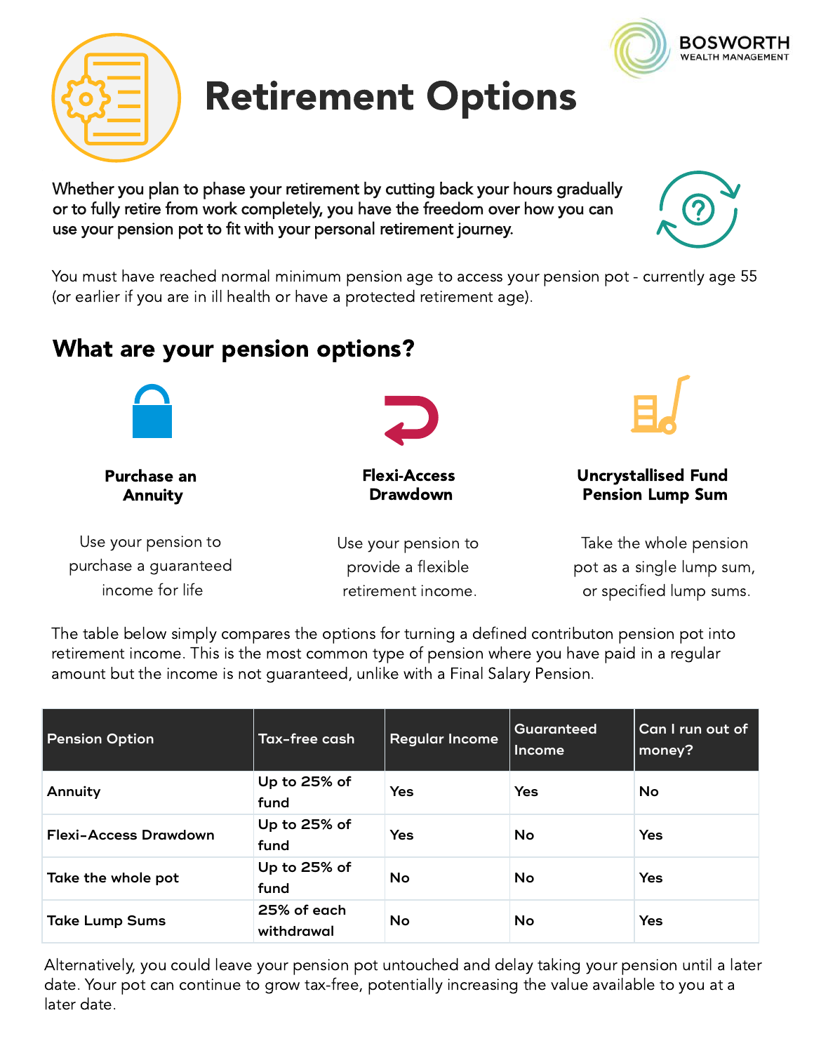# Retirement Options

**Whether you plan to phase your retirement by cutting back your hours gradually or to fully retire from work completely, you have the freedom over how you can use your pension pot to fit with your personal retirement journey.**

You must have reached normal minimum pension age to access your pension pot - currently age 55 (or earlier if you are in ill health or have a protected retirement age).

## What are your pension options?

**Purchase an Annuity**

Use your pension to purchase a guaranteed income for life

**Flexi-Access Drawdown**

Use your pension to provide a flexible retirement income.

**Uncrystallised Fund Pension Lump Sum**

Take the whole pension pot as a single lump sum, or specified lump sums.

The table below simply compares the options for turning a defined contributon pension pot into retirement income. This is the most common type of pension where you have paid in a regular amount but the income is not guaranteed, unlike with a Final Salary Pension.

| Pension Option | Tax-free cash | Regular Income | Guaranteed Income | Can I run out of money? |
|---|---|---|---|---|
| Annuity | Up to 25% of fund | Yes | Yes | No |
| Flexi-Access Drawdown | Up to 25% of fund | Yes | No | Yes |
| Take the whole pot | Up to 25% of fund | No | No | Yes |
| Take Lump Sums | 25% of each withdrawal | No | No | Yes |

Alternatively, you could leave your pension pot untouched and delay taking your pension until a later date. Your pot can continue to grow tax-free, potentially increasing the value available to you at a later date.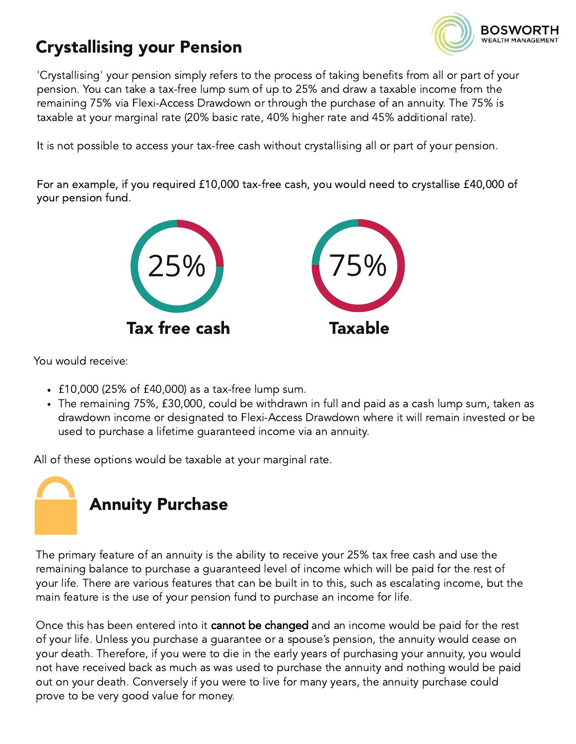# Crystallising your Pension

'Crystallising' your pension simply refers to the process of taking benefits from all or part of your pension. You can take a tax-free lump sum of up to 25% and draw a taxable income from the remaining 75% via Flexi-Access Drawdown or through the purchase of an annuity. The 75% is taxable at your marginal rate (20% basic rate, 40% higher rate and 45% additional rate).

It is not possible to access your tax-free cash without crystallising all or part of your pension.

For an example, if you required £10,000 tax-free cash, you would need to crystallise £40,000 of your pension fund.

25%
**Tax free cash**

75%
**Taxable**

You would receive:

- £10,000 (25% of £40,000) as a tax-free lump sum.
- The remaining 75%, £30,000, could be withdrawn in full and paid as a cash lump sum, taken as drawdown income or designated to Flexi-Access Drawdown where it will remain invested or be used to purchase a lifetime guaranteed income via an annuity.

All of these options would be taxable at your marginal rate.

## Annuity Purchase

The primary feature of an annuity is the ability to receive your 25% tax free cash and use the remaining balance to purchase a guaranteed level of income which will be paid for the rest of your life. There are various features that can be built in to this, such as escalating income, but the main feature is the use of your pension fund to purchase an income for life.

Once this has been entered into it **cannot be changed** and an income would be paid for the rest of your life. Unless you purchase a guarantee or a spouse's pension, the annuity would cease on your death. Therefore, if you were to die in the early years of purchasing your annuity, you would not have received back as much as was used to purchase the annuity and nothing would be paid out on your death. Conversely if you were to live for many years, the annuity purchase could prove to be very good value for money.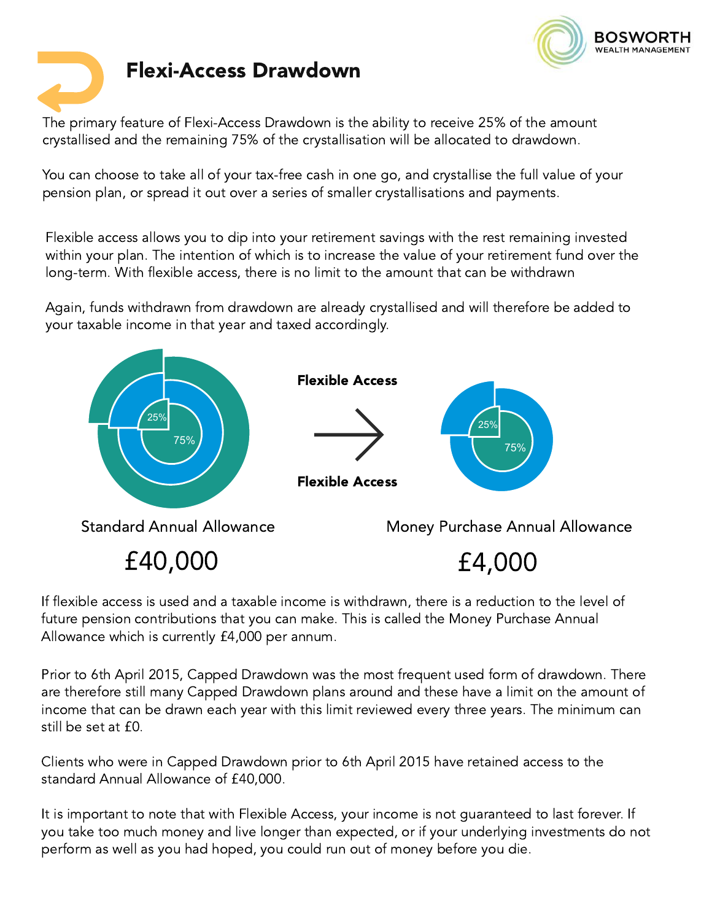# Flexi-Access Drawdown

The primary feature of Flexi-Access Drawdown is the ability to receive 25% of the amount crystallised and the remaining 75% of the crystallisation will be allocated to drawdown.

You can choose to take all of your tax-free cash in one go, and crystallise the full value of your pension plan, or spread it out over a series of smaller crystallisations and payments.

Flexible access allows you to dip into your retirement savings with the rest remaining invested within your plan. The intention of which is to increase the value of your retirement fund over the long-term. With flexible access, there is no limit to the amount that can be withdrawn

Again, funds withdrawn from drawdown are already crystallised and will therefore be added to your taxable income in that year and taxed accordingly.

25% 75%

**Flexible Access**

**Flexible Access**

25% 75%

Standard Annual Allowance

£40,000

Money Purchase Annual Allowance

£4,000

If flexible access is used and a taxable income is withdrawn, there is a reduction to the level of future pension contributions that you can make. This is called the Money Purchase Annual Allowance which is currently £4,000 per annum.

Prior to 6th April 2015, Capped Drawdown was the most frequent used form of drawdown. There are therefore still many Capped Drawdown plans around and these have a limit on the amount of income that can be drawn each year with this limit reviewed every three years. The minimum can still be set at £0.

Clients who were in Capped Drawdown prior to 6th April 2015 have retained access to the standard Annual Allowance of £40,000.

It is important to note that with Flexible Access, your income is not guaranteed to last forever. If you take too much money and live longer than expected, or if your underlying investments do not perform as well as you had hoped, you could run out of money before you die.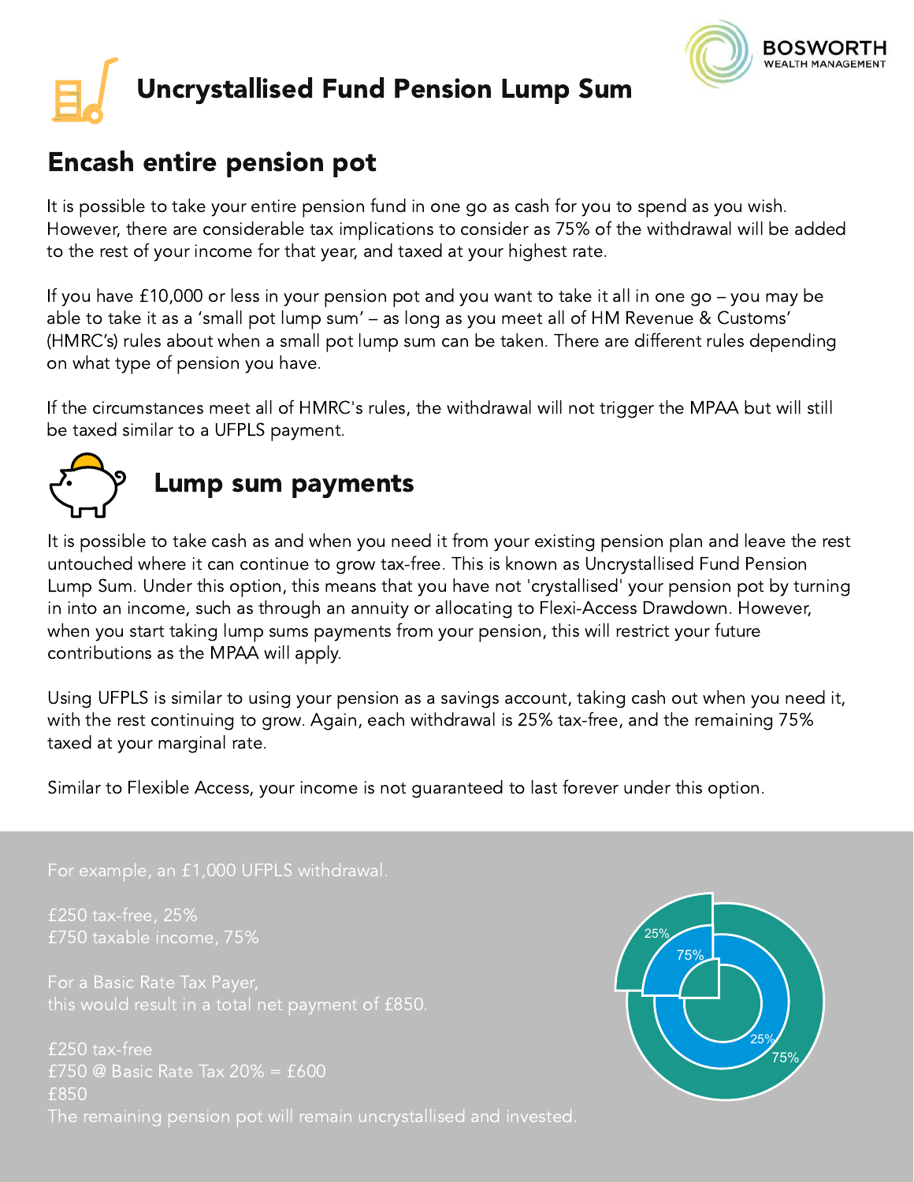# Uncrystallised Fund Pension Lump Sum

## Encash entire pension pot

It is possible to take your entire pension fund in one go as cash for you to spend as you wish. However, there are considerable tax implications to consider as 75% of the withdrawal will be added to the rest of your income for that year, and taxed at your highest rate.

If you have £10,000 or less in your pension pot and you want to take it all in one go – you may be able to take it as a 'small pot lump sum' – as long as you meet all of HM Revenue & Customs' (HMRC's) rules about when a small pot lump sum can be taken. There are different rules depending on what type of pension you have.

If the circumstances meet all of HMRC's rules, the withdrawal will not trigger the MPAA but will still be taxed similar to a UFPLS payment.

## Lump sum payments

It is possible to take cash as and when you need it from your existing pension plan and leave the rest untouched where it can continue to grow tax-free. This is known as Uncrystallised Fund Pension Lump Sum. Under this option, this means that you have not 'crystallised' your pension pot by turning in into an income, such as through an annuity or allocating to Flexi-Access Drawdown. However, when you start taking lump sums payments from your pension, this will restrict your future contributions as the MPAA will apply.

Using UFPLS is similar to using your pension as a savings account, taking cash out when you need it, with the rest continuing to grow. Again, each withdrawal is 25% tax-free, and the remaining 75% taxed at your marginal rate.

Similar to Flexible Access, your income is not guaranteed to last forever under this option.

For example, an £1,000 UFPLS withdrawal.

£250 tax-free, 25%
£750 taxable income, 75%

For a Basic Rate Tax Payer,
this would result in a total net payment of £850.

£250 tax-free
£750 @ Basic Rate Tax 20% = £600
£850
The remaining pension pot will remain uncrystallised and invested.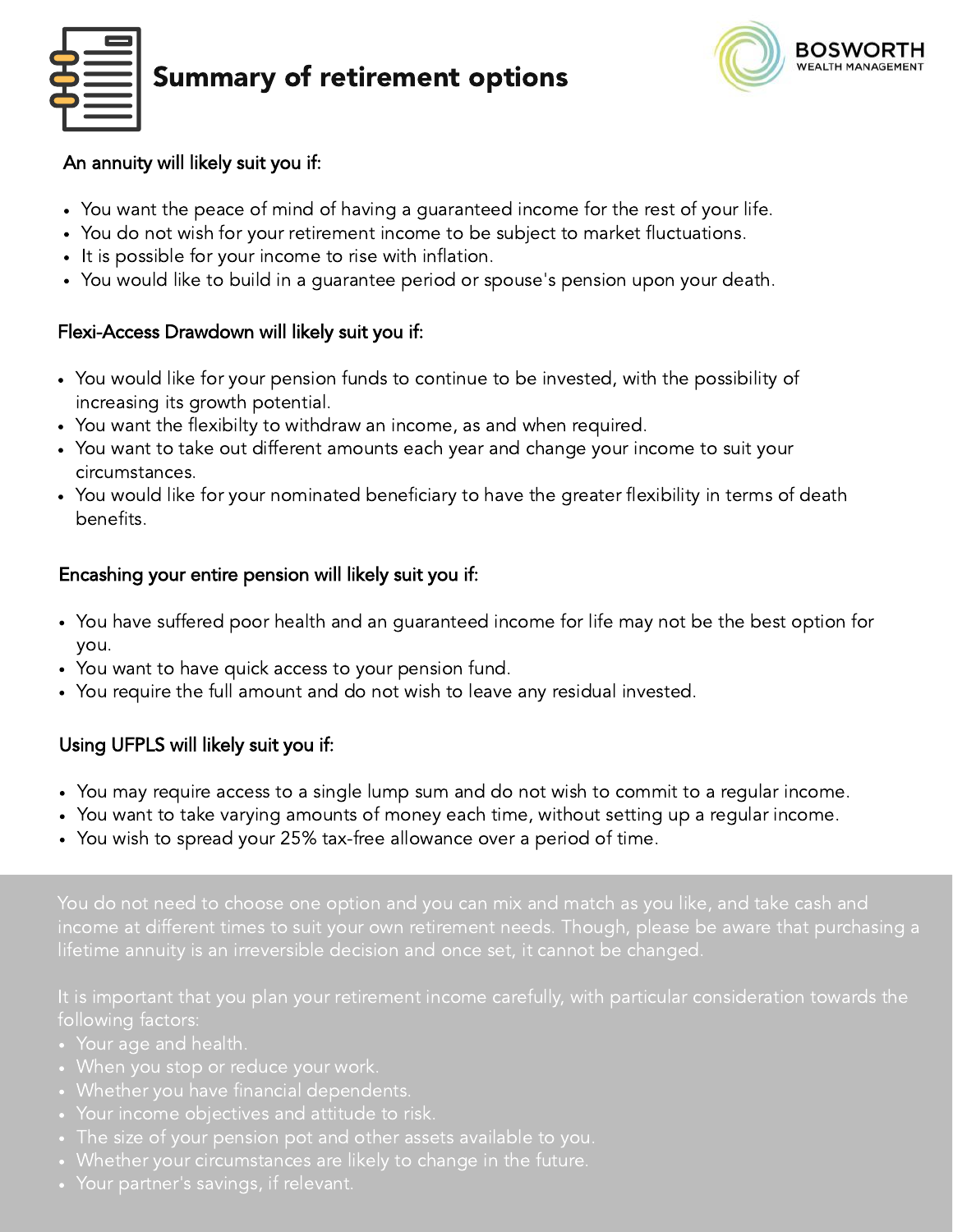# Summary of retirement options

BOSWORTH WEALTH MANAGEMENT

### An annuity will likely suit you if:

- You want the peace of mind of having a guaranteed income for the rest of your life.
- You do not wish for your retirement income to be subject to market fluctuations.
- It is possible for your income to rise with inflation.
- You would like to build in a guarantee period or spouse's pension upon your death.

### Flexi-Access Drawdown will likely suit you if:

- You would like for your pension funds to continue to be invested, with the possibility of increasing its growth potential.
- You want the flexibilty to withdraw an income, as and when required.
- You want to take out different amounts each year and change your income to suit your circumstances.
- You would like for your nominated beneficiary to have the greater flexibility in terms of death benefits.

### Encashing your entire pension will likely suit you if:

- You have suffered poor health and an guaranteed income for life may not be the best option for you.
- You want to have quick access to your pension fund.
- You require the full amount and do not wish to leave any residual invested.

### Using UFPLS will likely suit you if:

- You may require access to a single lump sum and do not wish to commit to a regular income.
- You want to take varying amounts of money each time, without setting up a regular income.
- You wish to spread your 25% tax-free allowance over a period of time.

You do not need to choose one option and you can mix and match as you like, and take cash and income at different times to suit your own retirement needs. Though, please be aware that purchasing a lifetime annuity is an irreversible decision and once set, it cannot be changed.

It is important that you plan your retirement income carefully, with particular consideration towards the following factors:

- Your age and health.
- When you stop or reduce your work.
- Whether you have financial dependents.
- Your income objectives and attitude to risk.
- The size of your pension pot and other assets available to you.
- Whether your circumstances are likely to change in the future.
- Your partner's savings, if relevant.